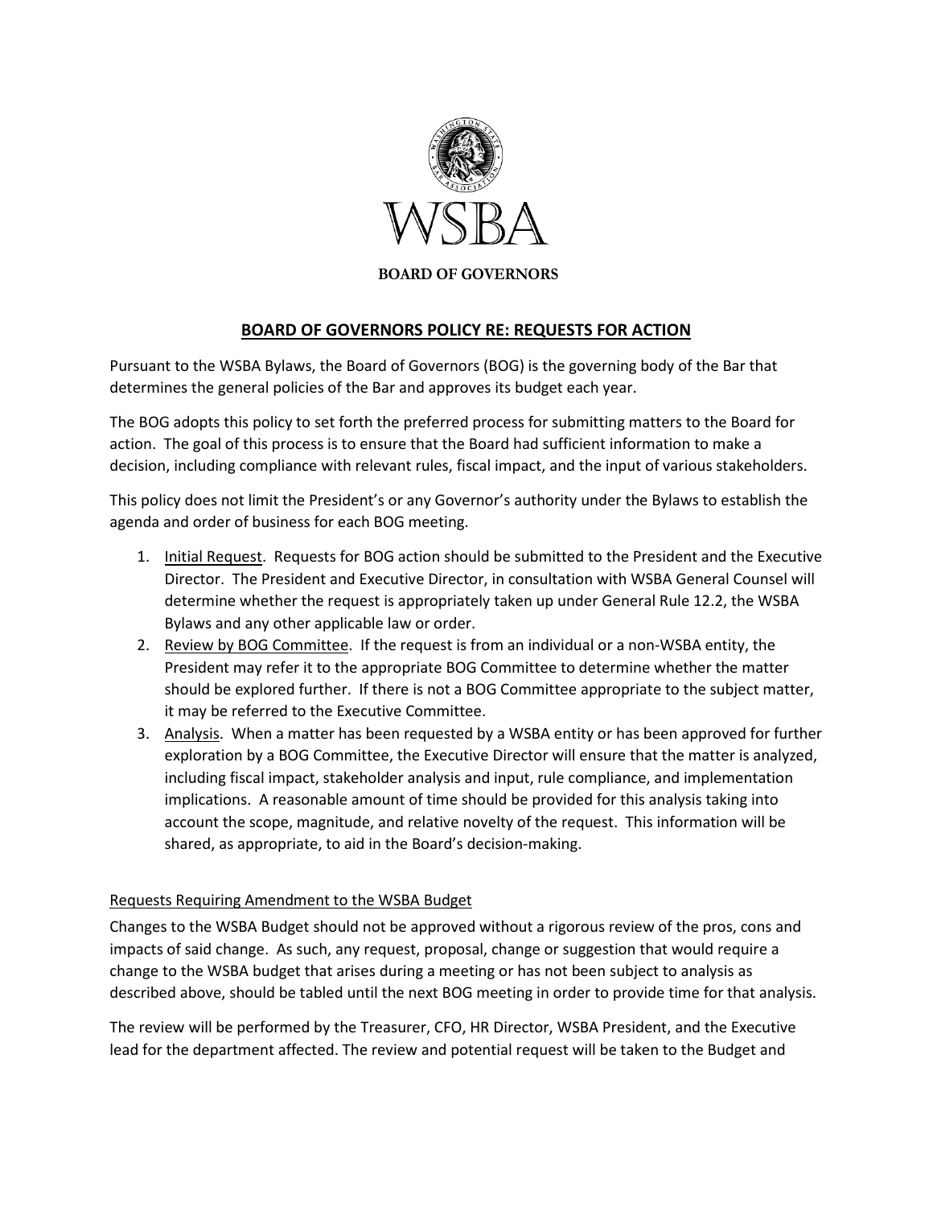WSBA

BOARD OF GOVERNORS

# BOARD OF GOVERNORS POLICY RE: REQUESTS FOR ACTION

Pursuant to the WSBA Bylaws, the Board of Governors (BOG) is the governing body of the Bar that determines the general policies of the Bar and approves its budget each year.

The BOG adopts this policy to set forth the preferred process for submitting matters to the Board for action. The goal of this process is to ensure that the Board had sufficient information to make a decision, including compliance with relevant rules, fiscal impact, and the input of various stakeholders.

This policy does not limit the President's or any Governor's authority under the Bylaws to establish the agenda and order of business for each BOG meeting.

1. Initial Request. Requests for BOG action should be submitted to the President and the Executive Director. The President and Executive Director, in consultation with WSBA General Counsel will determine whether the request is appropriately taken up under General Rule 12.2, the WSBA Bylaws and any other applicable law or order.
2. Review by BOG Committee. If the request is from an individual or a non-WSBA entity, the President may refer it to the appropriate BOG Committee to determine whether the matter should be explored further. If there is not a BOG Committee appropriate to the subject matter, it may be referred to the Executive Committee.
3. Analysis. When a matter has been requested by a WSBA entity or has been approved for further exploration by a BOG Committee, the Executive Director will ensure that the matter is analyzed, including fiscal impact, stakeholder analysis and input, rule compliance, and implementation implications. A reasonable amount of time should be provided for this analysis taking into account the scope, magnitude, and relative novelty of the request. This information will be shared, as appropriate, to aid in the Board's decision-making.

## Requests Requiring Amendment to the WSBA Budget

Changes to the WSBA Budget should not be approved without a rigorous review of the pros, cons and impacts of said change. As such, any request, proposal, change or suggestion that would require a change to the WSBA budget that arises during a meeting or has not been subject to analysis as described above, should be tabled until the next BOG meeting in order to provide time for that analysis.

The review will be performed by the Treasurer, CFO, HR Director, WSBA President, and the Executive lead for the department affected. The review and potential request will be taken to the Budget and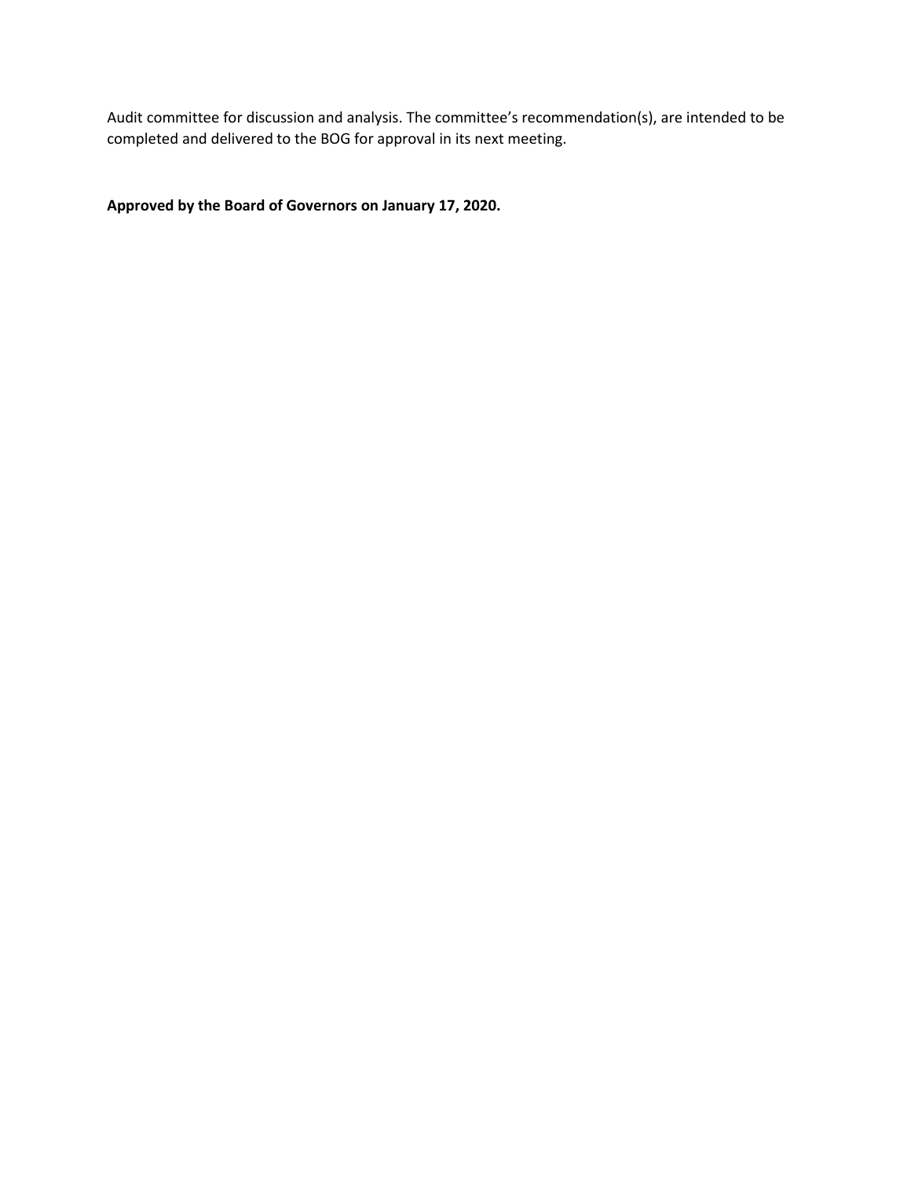Audit committee for discussion and analysis. The committee's recommendation(s), are intended to be completed and delivered to the BOG for approval in its next meeting.

**Approved by the Board of Governors on January 17, 2020.**